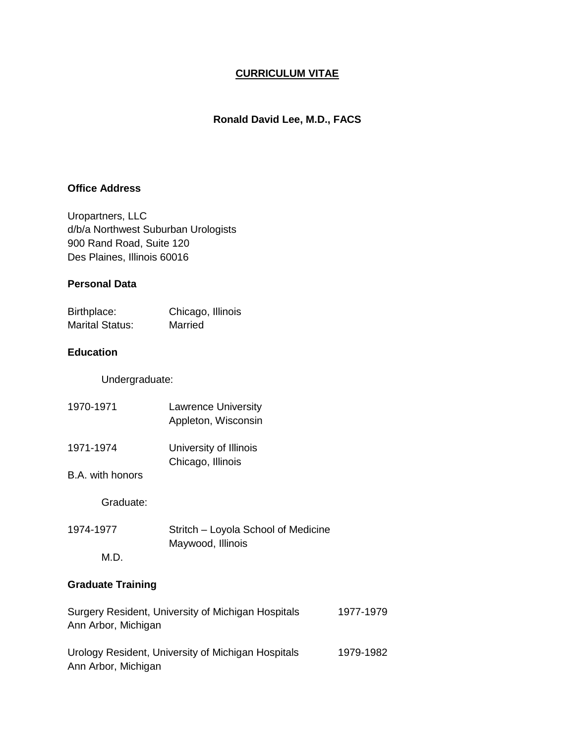# CURRICULUM VITAE

## Ronald David Lee, M.D., FACS

### Office Address

Uropartners, LLC
d/b/a Northwest Suburban Urologists
900 Rand Road, Suite 120
Des Plaines, Illinois 60016

### Personal Data

Birthplace: Chicago, Illinois
Marital Status: Married

### Education

Undergraduate:

1970-1971 Lawrence University
Appleton, Wisconsin

1971-1974 University of Illinois
Chicago, Illinois

B.A. with honors

Graduate:

1974-1977 Stritch – Loyola School of Medicine
Maywood, Illinois

M.D.

### Graduate Training

Surgery Resident, University of Michigan Hospitals 1977-1979
Ann Arbor, Michigan

Urology Resident, University of Michigan Hospitals 1979-1982
Ann Arbor, Michigan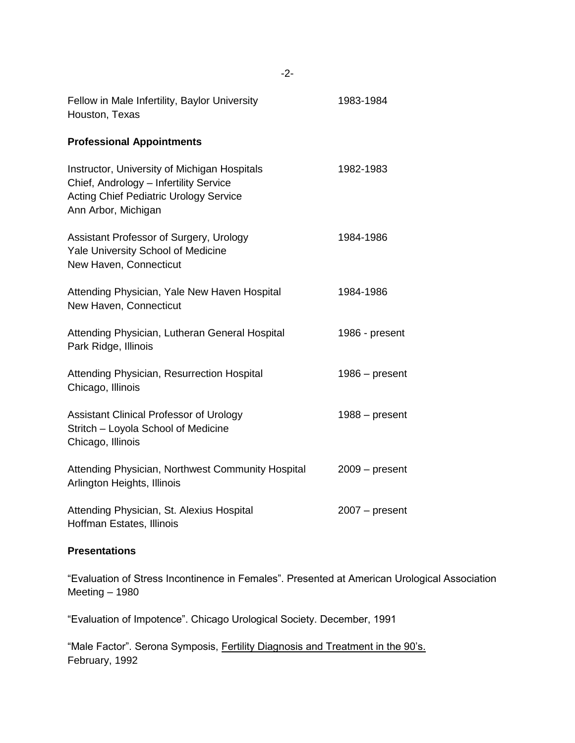Fellow in Male Infertility, Baylor University — 1983-1984
Houston, Texas

**Professional Appointments**

Instructor, University of Michigan Hospitals — 1982-1983
Chief, Andrology – Infertility Service
Acting Chief Pediatric Urology Service
Ann Arbor, Michigan

Assistant Professor of Surgery, Urology — 1984-1986
Yale University School of Medicine
New Haven, Connecticut

Attending Physician, Yale New Haven Hospital — 1984-1986
New Haven, Connecticut

Attending Physician, Lutheran General Hospital — 1986 - present
Park Ridge, Illinois

Attending Physician, Resurrection Hospital — 1986 – present
Chicago, Illinois

Assistant Clinical Professor of Urology — 1988 – present
Stritch – Loyola School of Medicine
Chicago, Illinois

Attending Physician, Northwest Community Hospital — 2009 – present
Arlington Heights, Illinois

Attending Physician, St. Alexius Hospital — 2007 – present
Hoffman Estates, Illinois

**Presentations**

"Evaluation of Stress Incontinence in Females". Presented at American Urological Association Meeting – 1980

"Evaluation of Impotence". Chicago Urological Society. December, 1991

"Male Factor". Serona Symposis, Fertility Diagnosis and Treatment in the 90's.
February, 1992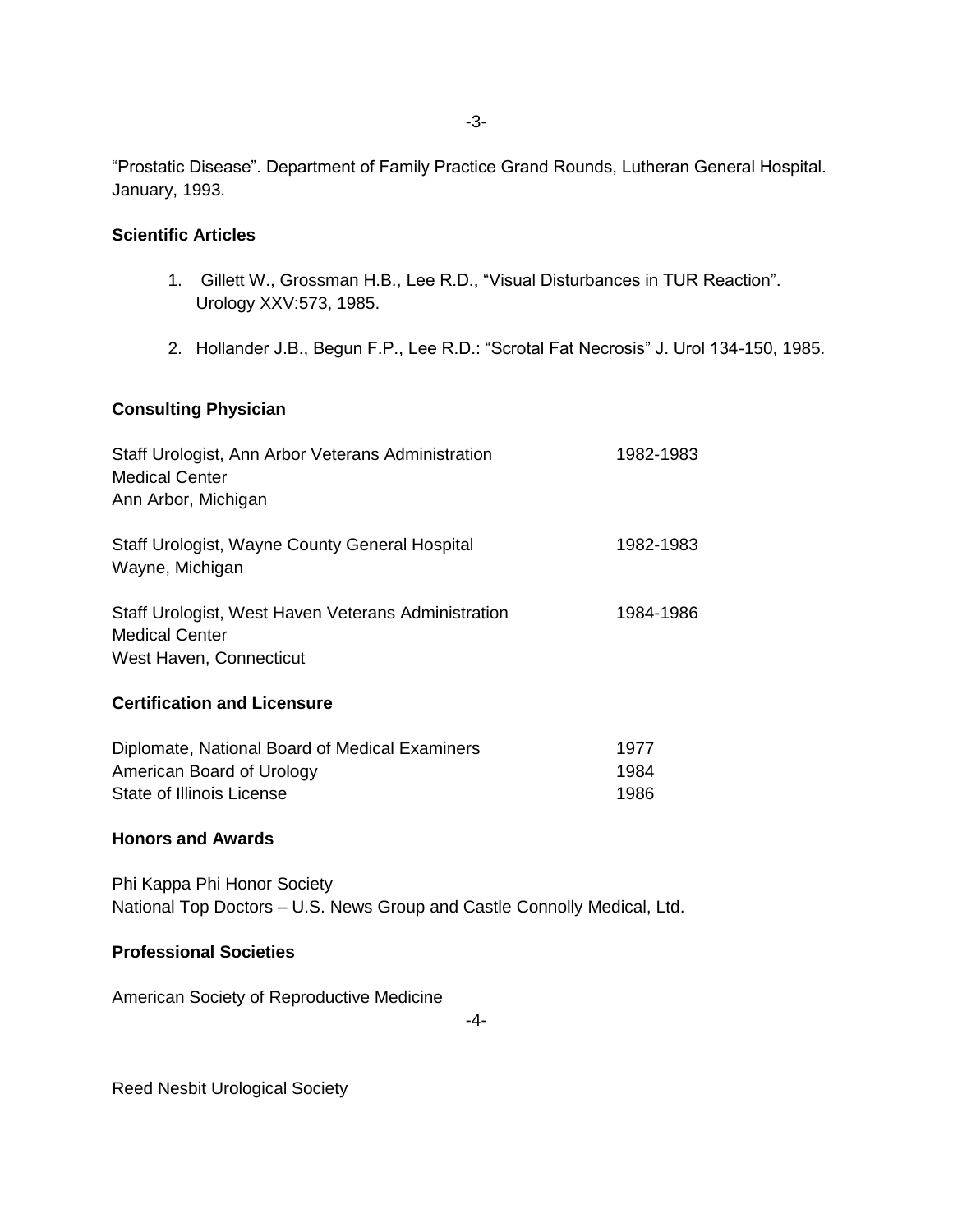"Prostatic Disease". Department of Family Practice Grand Rounds, Lutheran General Hospital. January, 1993.

## Scientific Articles

1. Gillett W., Grossman H.B., Lee R.D., "Visual Disturbances in TUR Reaction". Urology XXV:573, 1985.

2. Hollander J.B., Begun F.P., Lee R.D.: "Scrotal Fat Necrosis" J. Urol 134-150, 1985.

## Consulting Physician

| | |
|---|---|
| Staff Urologist, Ann Arbor Veterans Administration Medical Center Ann Arbor, Michigan | 1982-1983 |
| Staff Urologist, Wayne County General Hospital Wayne, Michigan | 1982-1983 |
| Staff Urologist, West Haven Veterans Administration Medical Center West Haven, Connecticut | 1984-1986 |

## Certification and Licensure

| | |
|---|---|
| Diplomate, National Board of Medical Examiners | 1977 |
| American Board of Urology | 1984 |
| State of Illinois License | 1986 |

## Honors and Awards

Phi Kappa Phi Honor Society
National Top Doctors – U.S. News Group and Castle Connolly Medical, Ltd.

## Professional Societies

American Society of Reproductive Medicine

Reed Nesbit Urological Society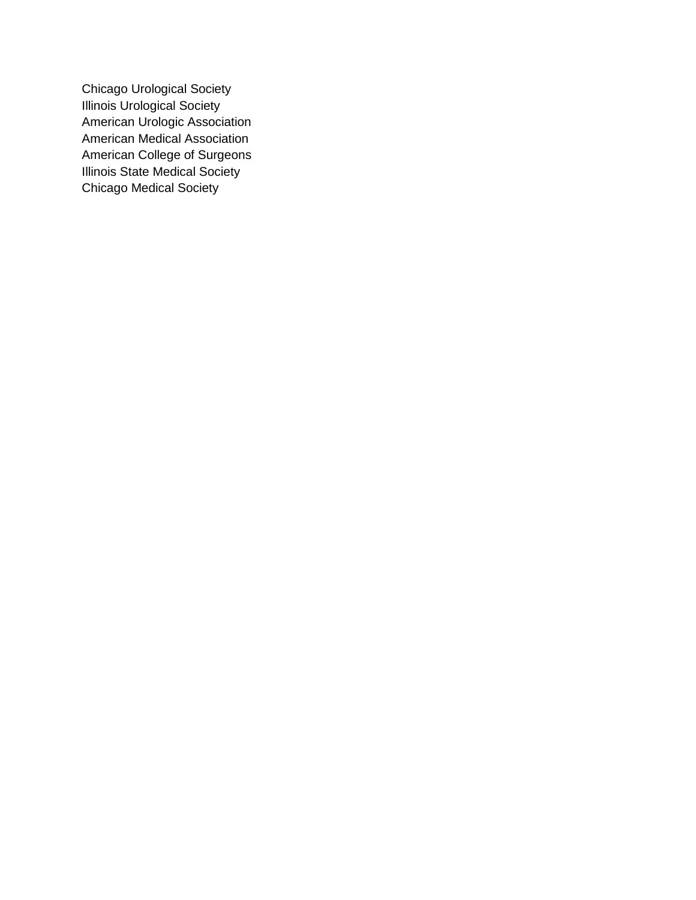Chicago Urological Society
Illinois Urological Society
American Urologic Association
American Medical Association
American College of Surgeons
Illinois State Medical Society
Chicago Medical Society